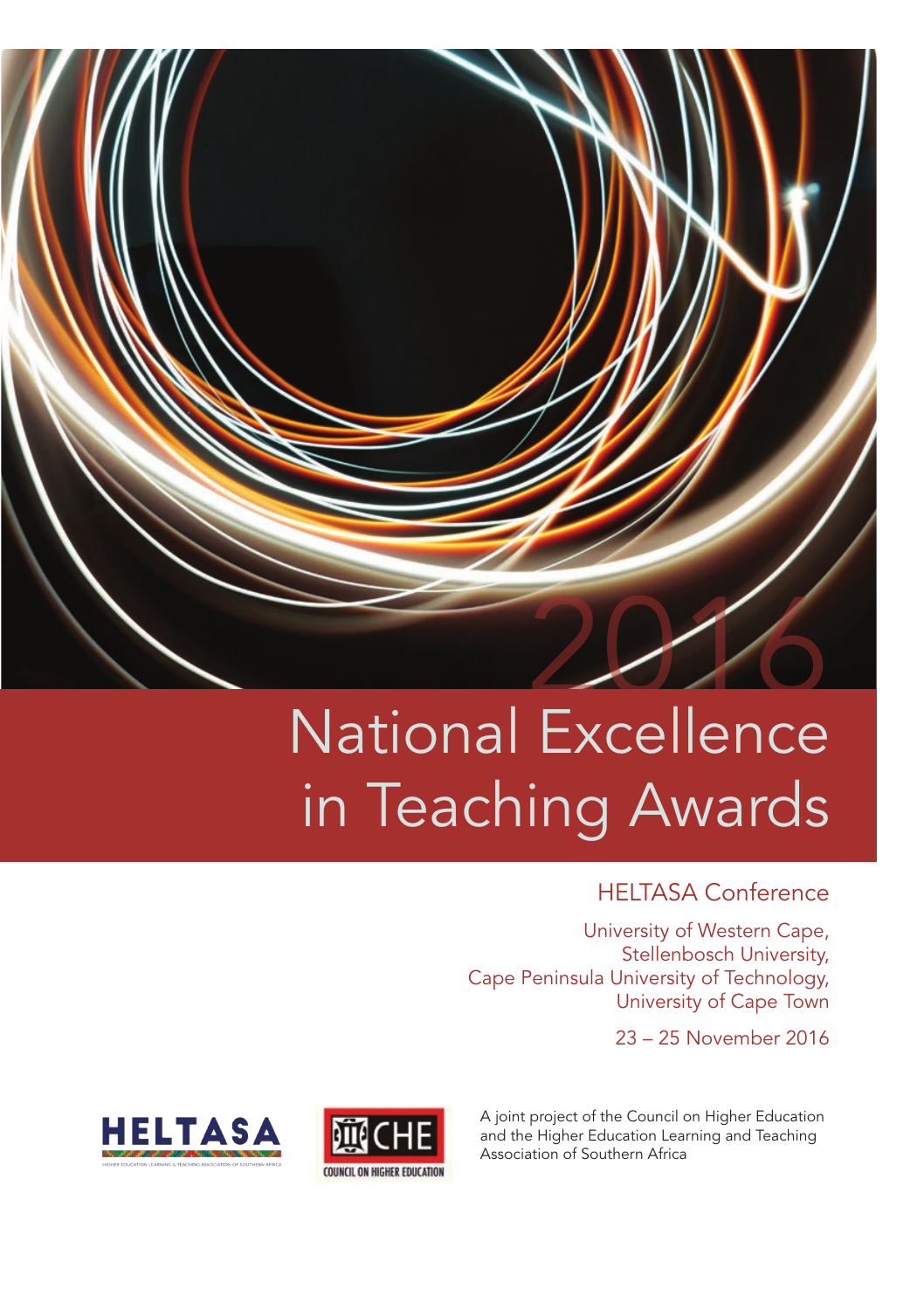2016

# National Excellence in Teaching Awards

## HELTASA Conference

University of Western Cape,
Stellenbosch University,
Cape Peninsula University of Technology,
University of Cape Town

23 – 25 November 2016

HELTASA
HIGHER EDUCATION LEARNING & TEACHING ASSOCIATION OF SOUTHERN AFRICA

CHE
COUNCIL ON HIGHER EDUCATION

A joint project of the Council on Higher Education and the Higher Education Learning and Teaching Association of Southern Africa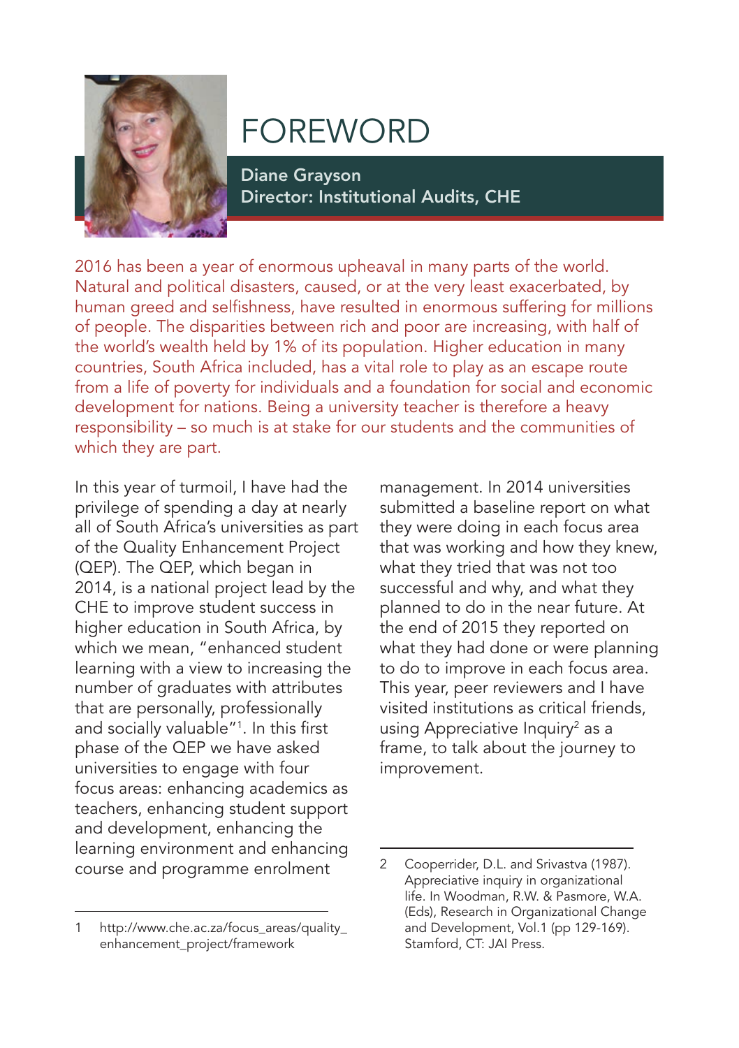# FOREWORD

**Diane Grayson**
**Director: Institutional Audits, CHE**

2016 has been a year of enormous upheaval in many parts of the world. Natural and political disasters, caused, or at the very least exacerbated, by human greed and selfishness, have resulted in enormous suffering for millions of people. The disparities between rich and poor are increasing, with half of the world's wealth held by 1% of its population. Higher education in many countries, South Africa included, has a vital role to play as an escape route from a life of poverty for individuals and a foundation for social and economic development for nations. Being a university teacher is therefore a heavy responsibility – so much is at stake for our students and the communities of which they are part.

In this year of turmoil, I have had the privilege of spending a day at nearly all of South Africa's universities as part of the Quality Enhancement Project (QEP). The QEP, which began in 2014, is a national project lead by the CHE to improve student success in higher education in South Africa, by which we mean, "enhanced student learning with a view to increasing the number of graduates with attributes that are personally, professionally and socially valuable"[1]. In this first phase of the QEP we have asked universities to engage with four focus areas: enhancing academics as teachers, enhancing student support and development, enhancing the learning environment and enhancing course and programme enrolment management. In 2014 universities submitted a baseline report on what they were doing in each focus area that was working and how they knew, what they tried that was not too successful and why, and what they planned to do in the near future. At the end of 2015 they reported on what they had done or were planning to do to improve in each focus area. This year, peer reviewers and I have visited institutions as critical friends, using Appreciative Inquiry[2] as a frame, to talk about the journey to improvement.

---

1 http://www.che.ac.za/focus_areas/quality_enhancement_project/framework

2 Cooperrider, D.L. and Srivastva (1987). Appreciative inquiry in organizational life. In Woodman, R.W. & Pasmore, W.A. (Eds), Research in Organizational Change and Development, Vol.1 (pp 129-169). Stamford, CT: JAI Press.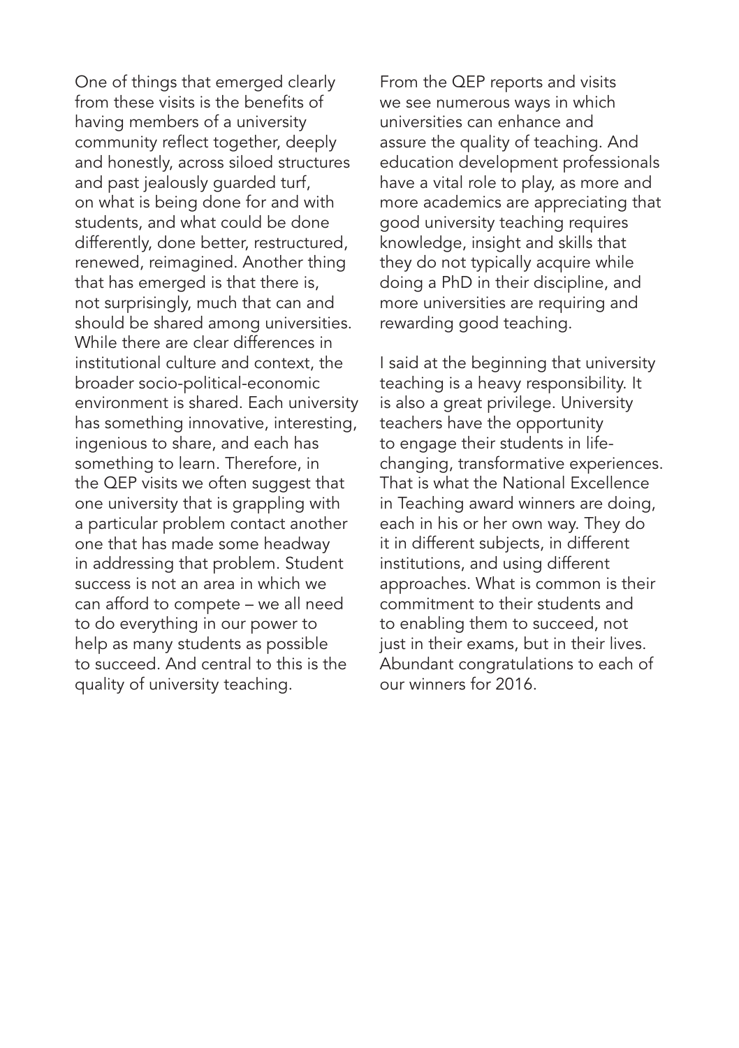One of things that emerged clearly from these visits is the benefits of having members of a university community reflect together, deeply and honestly, across siloed structures and past jealously guarded turf, on what is being done for and with students, and what could be done differently, done better, restructured, renewed, reimagined. Another thing that has emerged is that there is, not surprisingly, much that can and should be shared among universities. While there are clear differences in institutional culture and context, the broader socio-political-economic environment is shared. Each university has something innovative, interesting, ingenious to share, and each has something to learn. Therefore, in the QEP visits we often suggest that one university that is grappling with a particular problem contact another one that has made some headway in addressing that problem. Student success is not an area in which we can afford to compete – we all need to do everything in our power to help as many students as possible to succeed. And central to this is the quality of university teaching.

From the QEP reports and visits we see numerous ways in which universities can enhance and assure the quality of teaching. And education development professionals have a vital role to play, as more and more academics are appreciating that good university teaching requires knowledge, insight and skills that they do not typically acquire while doing a PhD in their discipline, and more universities are requiring and rewarding good teaching.

I said at the beginning that university teaching is a heavy responsibility. It is also a great privilege. University teachers have the opportunity to engage their students in life-changing, transformative experiences. That is what the National Excellence in Teaching award winners are doing, each in his or her own way. They do it in different subjects, in different institutions, and using different approaches. What is common is their commitment to their students and to enabling them to succeed, not just in their exams, but in their lives. Abundant congratulations to each of our winners for 2016.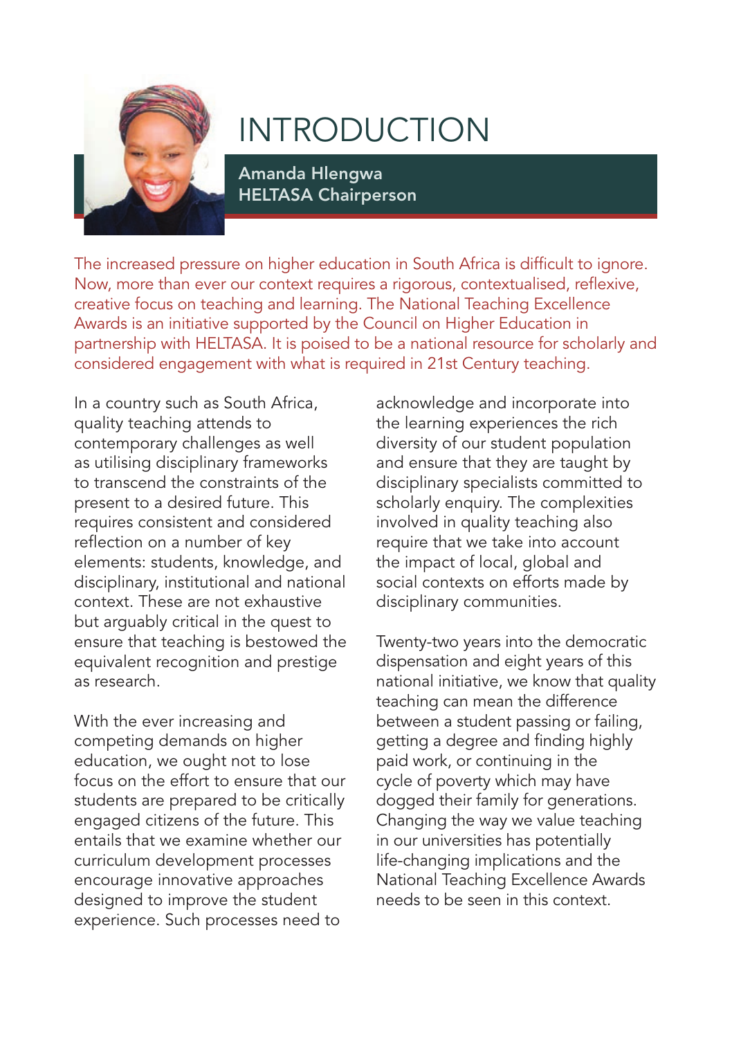# INTRODUCTION

**Amanda Hlengwa**
**HELTASA Chairperson**

The increased pressure on higher education in South Africa is difficult to ignore. Now, more than ever our context requires a rigorous, contextualised, reflexive, creative focus on teaching and learning. The National Teaching Excellence Awards is an initiative supported by the Council on Higher Education in partnership with HELTASA. It is poised to be a national resource for scholarly and considered engagement with what is required in 21st Century teaching.

In a country such as South Africa, quality teaching attends to contemporary challenges as well as utilising disciplinary frameworks to transcend the constraints of the present to a desired future. This requires consistent and considered reflection on a number of key elements: students, knowledge, and disciplinary, institutional and national context. These are not exhaustive but arguably critical in the quest to ensure that teaching is bestowed the equivalent recognition and prestige as research.

With the ever increasing and competing demands on higher education, we ought not to lose focus on the effort to ensure that our students are prepared to be critically engaged citizens of the future. This entails that we examine whether our curriculum development processes encourage innovative approaches designed to improve the student experience. Such processes need to acknowledge and incorporate into the learning experiences the rich diversity of our student population and ensure that they are taught by disciplinary specialists committed to scholarly enquiry. The complexities involved in quality teaching also require that we take into account the impact of local, global and social contexts on efforts made by disciplinary communities.

Twenty-two years into the democratic dispensation and eight years of this national initiative, we know that quality teaching can mean the difference between a student passing or failing, getting a degree and finding highly paid work, or continuing in the cycle of poverty which may have dogged their family for generations. Changing the way we value teaching in our universities has potentially life-changing implications and the National Teaching Excellence Awards needs to be seen in this context.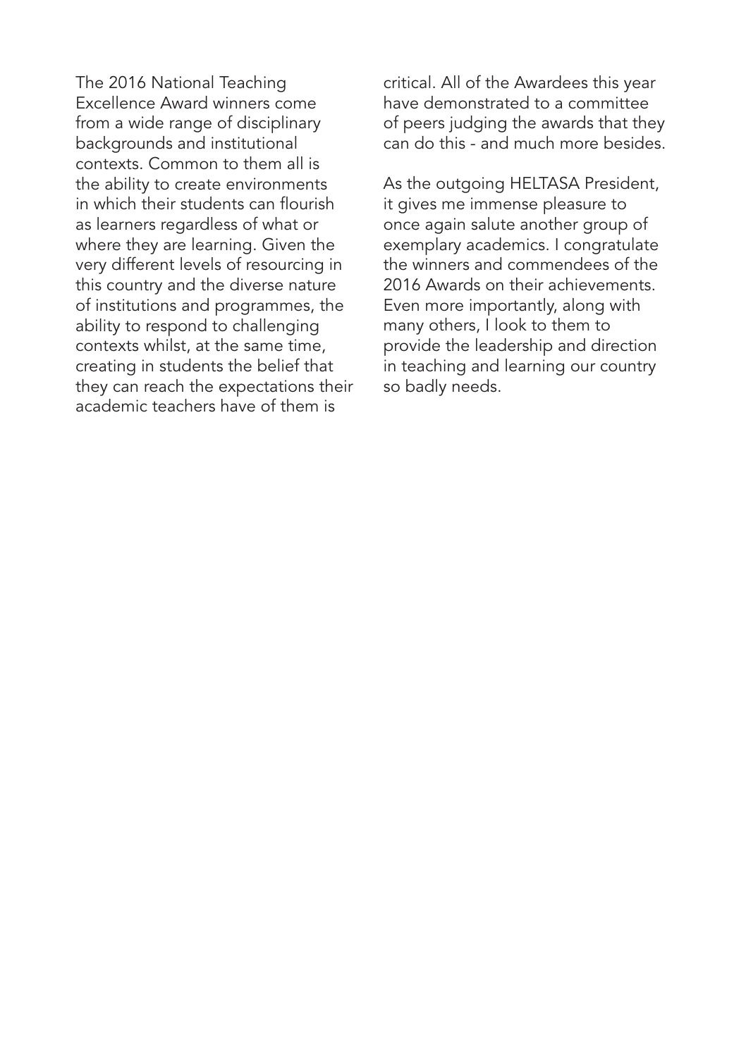The 2016 National Teaching Excellence Award winners come from a wide range of disciplinary backgrounds and institutional contexts. Common to them all is the ability to create environments in which their students can flourish as learners regardless of what or where they are learning. Given the very different levels of resourcing in this country and the diverse nature of institutions and programmes, the ability to respond to challenging contexts whilst, at the same time, creating in students the belief that they can reach the expectations their academic teachers have of them is critical. All of the Awardees this year have demonstrated to a committee of peers judging the awards that they can do this - and much more besides.

As the outgoing HELTASA President, it gives me immense pleasure to once again salute another group of exemplary academics. I congratulate the winners and commendees of the 2016 Awards on their achievements. Even more importantly, along with many others, I look to them to provide the leadership and direction in teaching and learning our country so badly needs.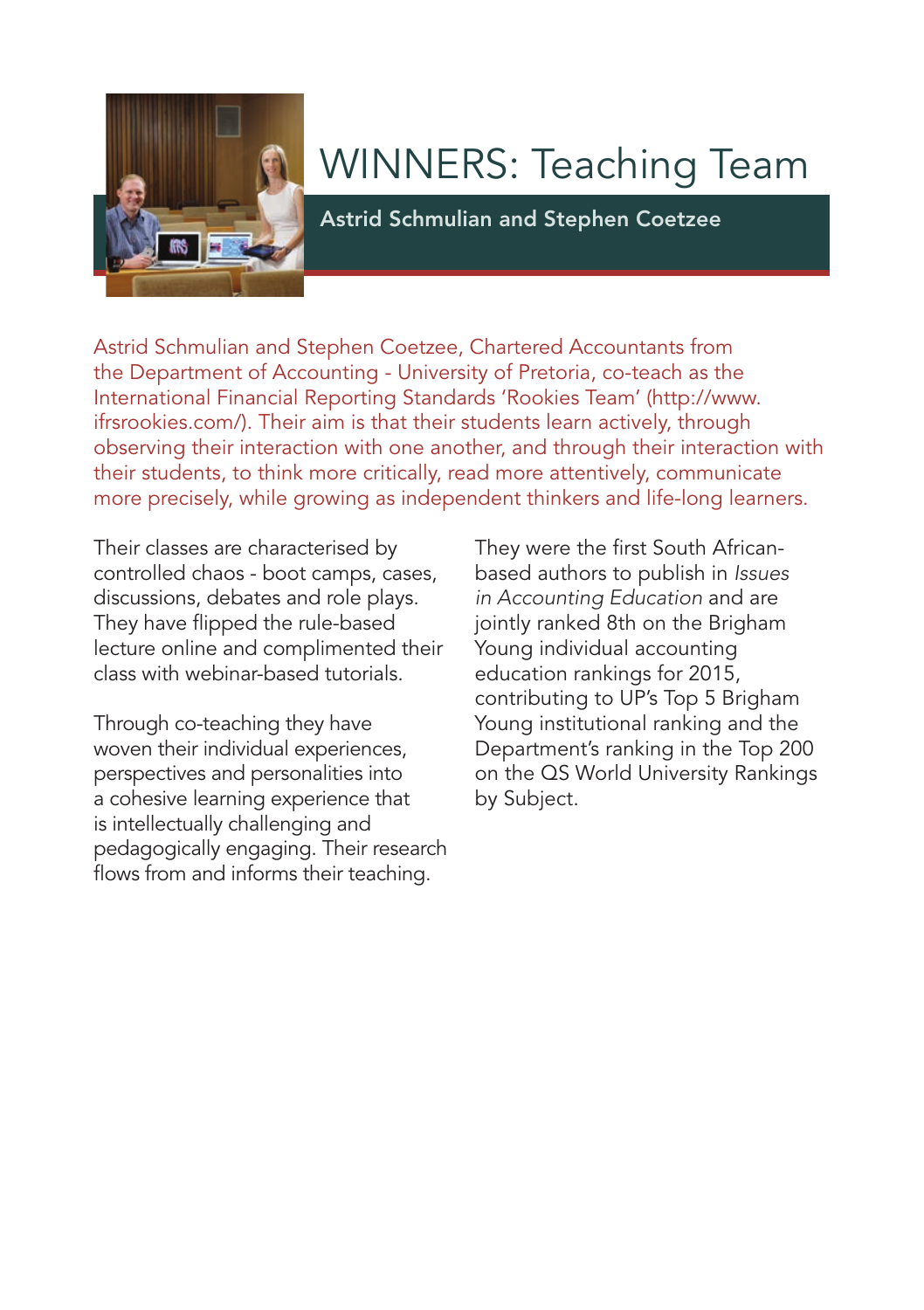# WINNERS: Teaching Team

## Astrid Schmulian and Stephen Coetzee

Astrid Schmulian and Stephen Coetzee, Chartered Accountants from the Department of Accounting - University of Pretoria, co-teach as the International Financial Reporting Standards 'Rookies Team' (http://www.ifrsrookies.com/). Their aim is that their students learn actively, through observing their interaction with one another, and through their interaction with their students, to think more critically, read more attentively, communicate more precisely, while growing as independent thinkers and life-long learners.

Their classes are characterised by controlled chaos - boot camps, cases, discussions, debates and role plays. They have flipped the rule-based lecture online and complimented their class with webinar-based tutorials.

Through co-teaching they have woven their individual experiences, perspectives and personalities into a cohesive learning experience that is intellectually challenging and pedagogically engaging. Their research flows from and informs their teaching.

They were the first South African-based authors to publish in *Issues in Accounting Education* and are jointly ranked 8th on the Brigham Young individual accounting education rankings for 2015, contributing to UP's Top 5 Brigham Young institutional ranking and the Department's ranking in the Top 200 on the QS World University Rankings by Subject.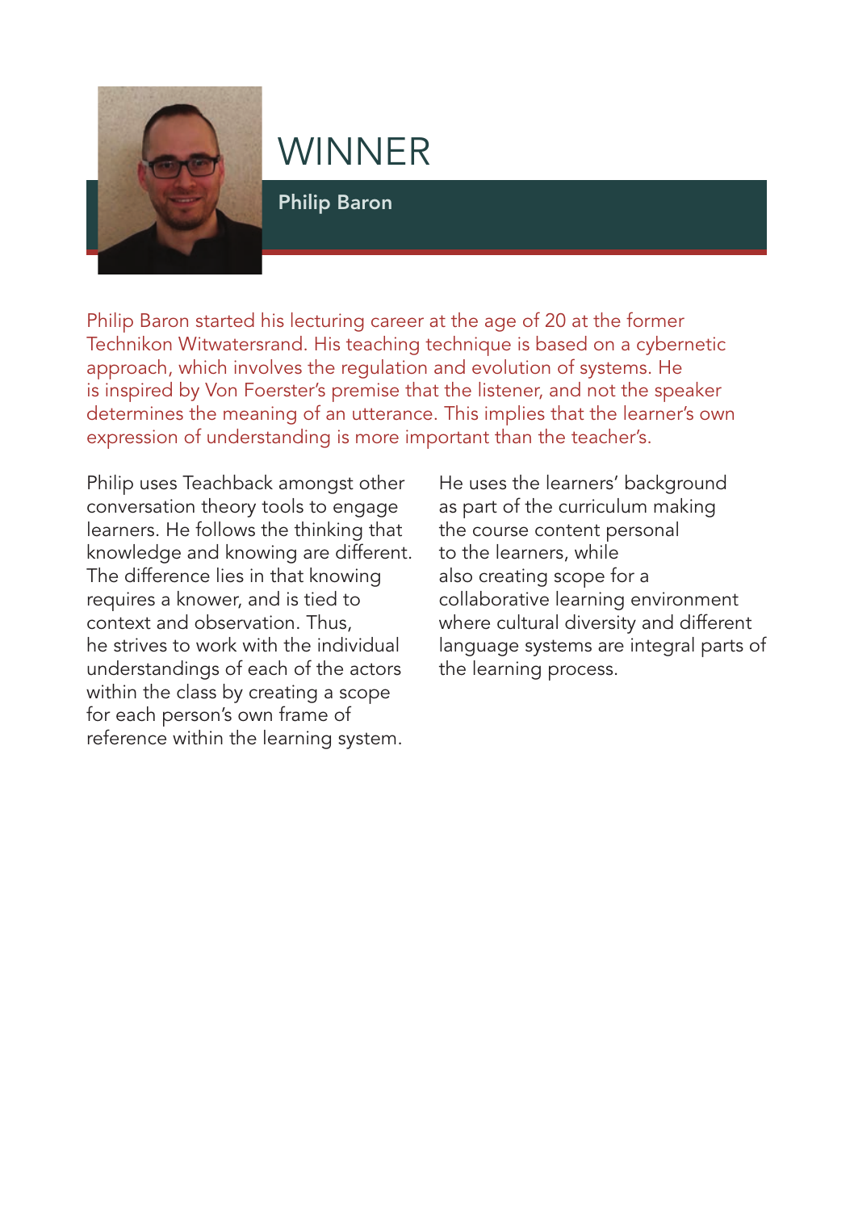# WINNER

## Philip Baron

Philip Baron started his lecturing career at the age of 20 at the former Technikon Witwatersrand. His teaching technique is based on a cybernetic approach, which involves the regulation and evolution of systems. He is inspired by Von Foerster's premise that the listener, and not the speaker determines the meaning of an utterance. This implies that the learner's own expression of understanding is more important than the teacher's.

Philip uses Teachback amongst other conversation theory tools to engage learners. He follows the thinking that knowledge and knowing are different. The difference lies in that knowing requires a knower, and is tied to context and observation. Thus, he strives to work with the individual understandings of each of the actors within the class by creating a scope for each person's own frame of reference within the learning system.

He uses the learners' background as part of the curriculum making the course content personal to the learners, while also creating scope for a collaborative learning environment where cultural diversity and different language systems are integral parts of the learning process.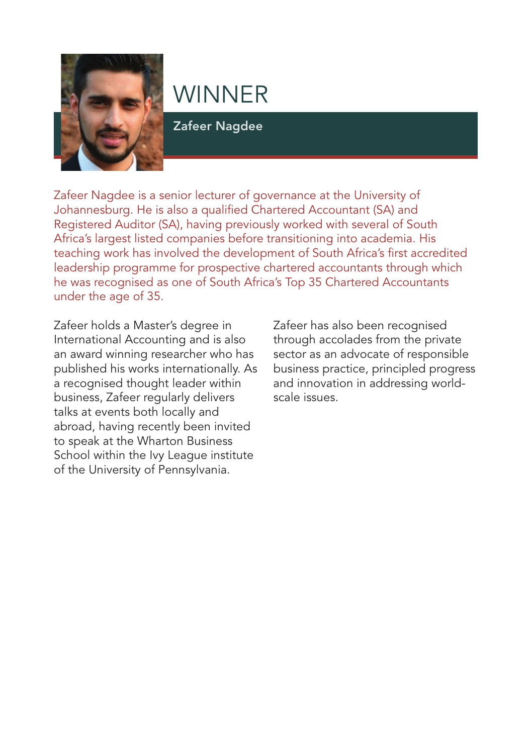# WINNER

**Zafeer Nagdee**

Zafeer Nagdee is a senior lecturer of governance at the University of Johannesburg. He is also a qualified Chartered Accountant (SA) and Registered Auditor (SA), having previously worked with several of South Africa's largest listed companies before transitioning into academia. His teaching work has involved the development of South Africa's first accredited leadership programme for prospective chartered accountants through which he was recognised as one of South Africa's Top 35 Chartered Accountants under the age of 35.

Zafeer holds a Master's degree in International Accounting and is also an award winning researcher who has published his works internationally. As a recognised thought leader within business, Zafeer regularly delivers talks at events both locally and abroad, having recently been invited to speak at the Wharton Business School within the Ivy League institute of the University of Pennsylvania.

Zafeer has also been recognised through accolades from the private sector as an advocate of responsible business practice, principled progress and innovation in addressing world-scale issues.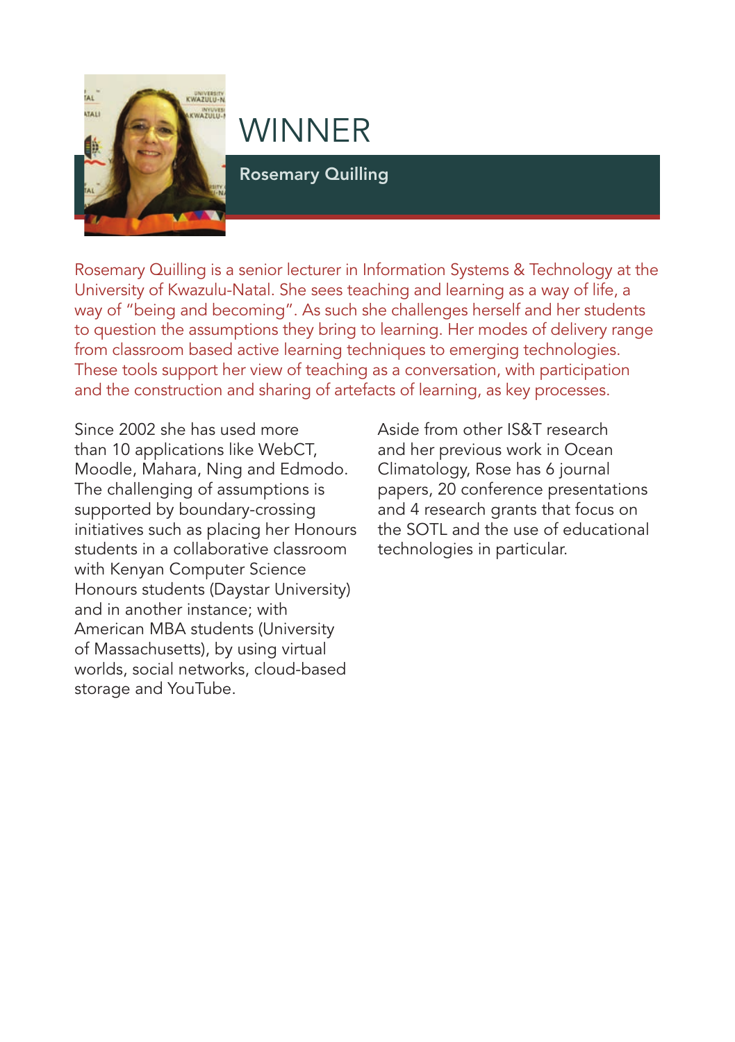# WINNER

## Rosemary Quilling

Rosemary Quilling is a senior lecturer in Information Systems & Technology at the University of Kwazulu-Natal. She sees teaching and learning as a way of life, a way of "being and becoming". As such she challenges herself and her students to question the assumptions they bring to learning. Her modes of delivery range from classroom based active learning techniques to emerging technologies. These tools support her view of teaching as a conversation, with participation and the construction and sharing of artefacts of learning, as key processes.

Since 2002 she has used more than 10 applications like WebCT, Moodle, Mahara, Ning and Edmodo. The challenging of assumptions is supported by boundary-crossing initiatives such as placing her Honours students in a collaborative classroom with Kenyan Computer Science Honours students (Daystar University) and in another instance; with American MBA students (University of Massachusetts), by using virtual worlds, social networks, cloud-based storage and YouTube.

Aside from other IS&T research and her previous work in Ocean Climatology, Rose has 6 journal papers, 20 conference presentations and 4 research grants that focus on the SOTL and the use of educational technologies in particular.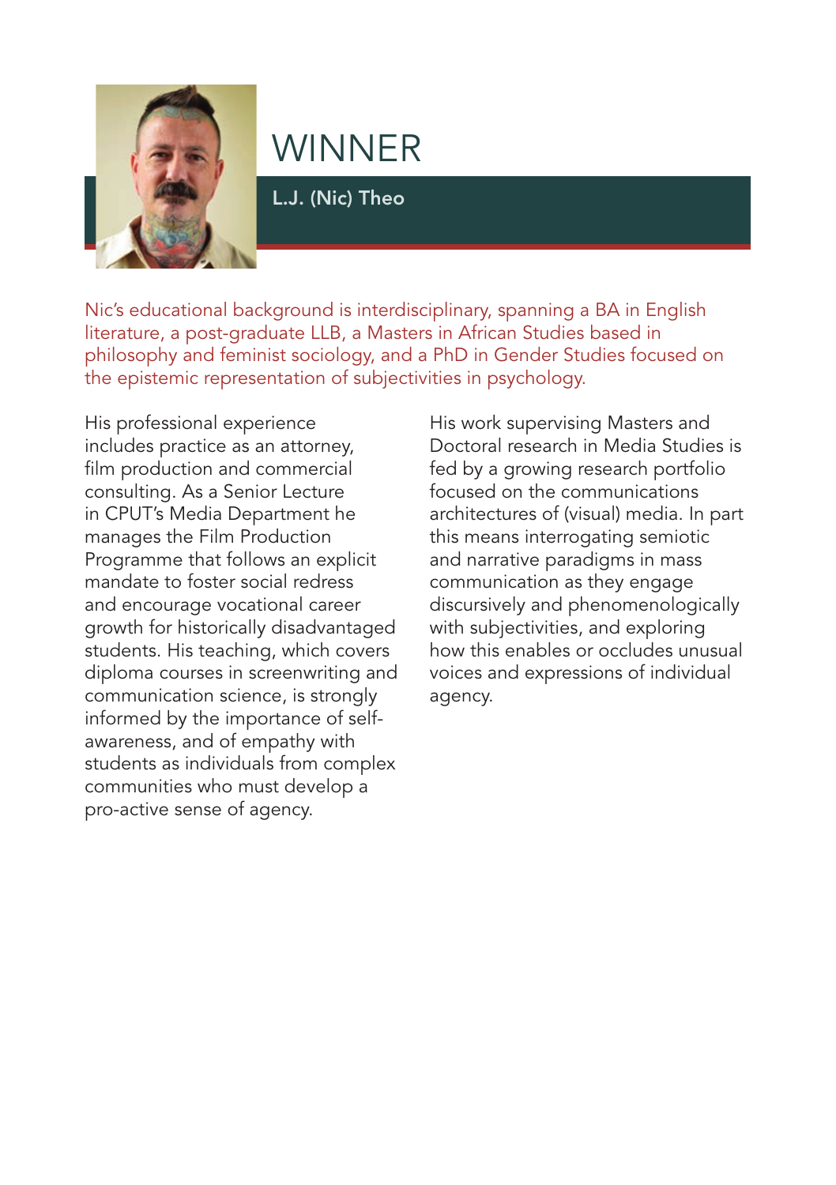# WINNER

## L.J. (Nic) Theo

Nic's educational background is interdisciplinary, spanning a BA in English literature, a post-graduate LLB, a Masters in African Studies based in philosophy and feminist sociology, and a PhD in Gender Studies focused on the epistemic representation of subjectivities in psychology.

His professional experience includes practice as an attorney, film production and commercial consulting. As a Senior Lecture in CPUT's Media Department he manages the Film Production Programme that follows an explicit mandate to foster social redress and encourage vocational career growth for historically disadvantaged students. His teaching, which covers diploma courses in screenwriting and communication science, is strongly informed by the importance of self-awareness, and of empathy with students as individuals from complex communities who must develop a pro-active sense of agency.

His work supervising Masters and Doctoral research in Media Studies is fed by a growing research portfolio focused on the communications architectures of (visual) media. In part this means interrogating semiotic and narrative paradigms in mass communication as they engage discursively and phenomenologically with subjectivities, and exploring how this enables or occludes unusual voices and expressions of individual agency.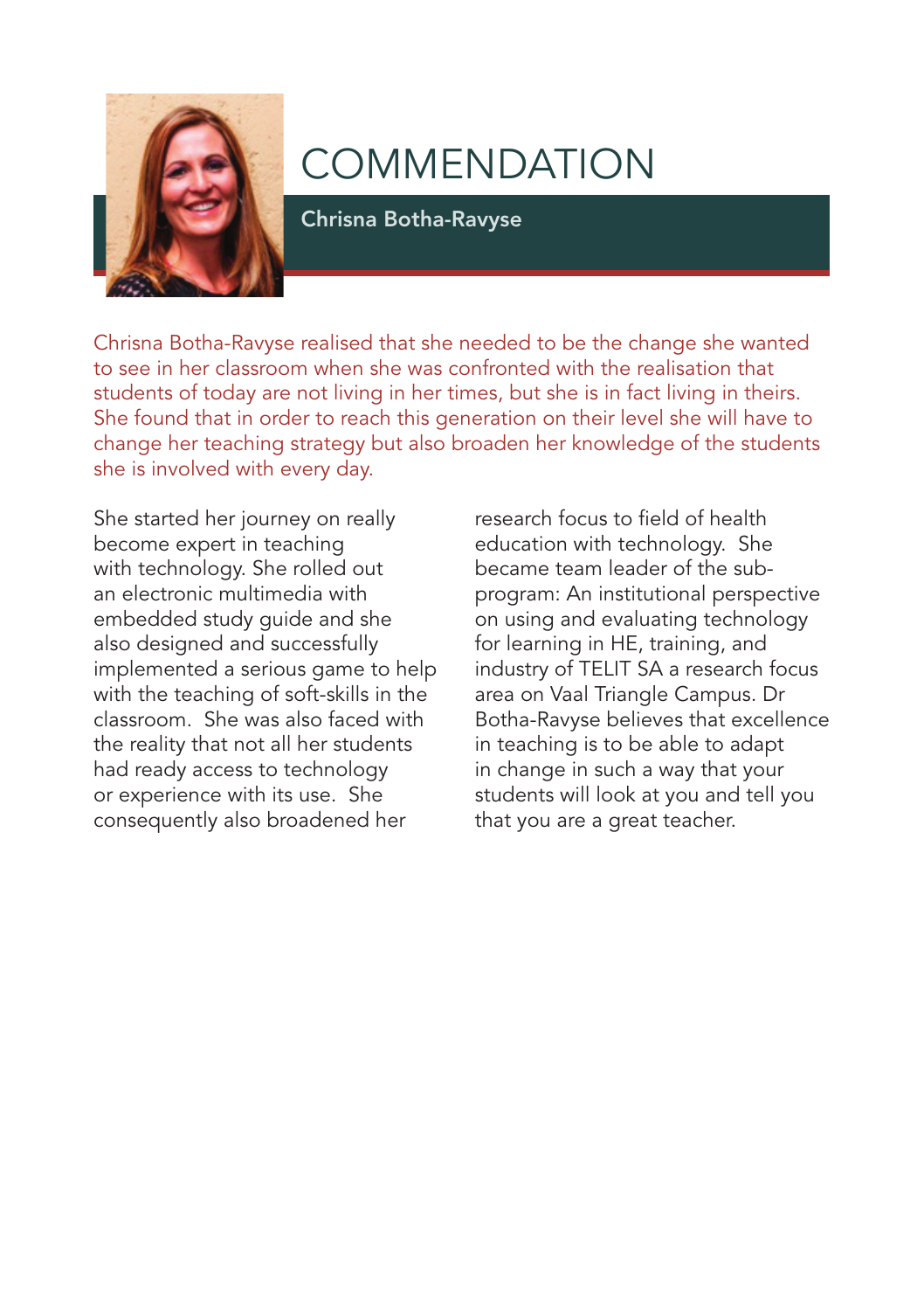# COMMENDATION

## Chrisna Botha-Ravyse

Chrisna Botha-Ravyse realised that she needed to be the change she wanted to see in her classroom when she was confronted with the realisation that students of today are not living in her times, but she is in fact living in theirs. She found that in order to reach this generation on their level she will have to change her teaching strategy but also broaden her knowledge of the students she is involved with every day.

She started her journey on really become expert in teaching with technology. She rolled out an electronic multimedia with embedded study guide and she also designed and successfully implemented a serious game to help with the teaching of soft-skills in the classroom. She was also faced with the reality that not all her students had ready access to technology or experience with its use. She consequently also broadened her research focus to field of health education with technology. She became team leader of the sub-program: An institutional perspective on using and evaluating technology for learning in HE, training, and industry of TELIT SA a research focus area on Vaal Triangle Campus. Dr Botha-Ravyse believes that excellence in teaching is to be able to adapt in change in such a way that your students will look at you and tell you that you are a great teacher.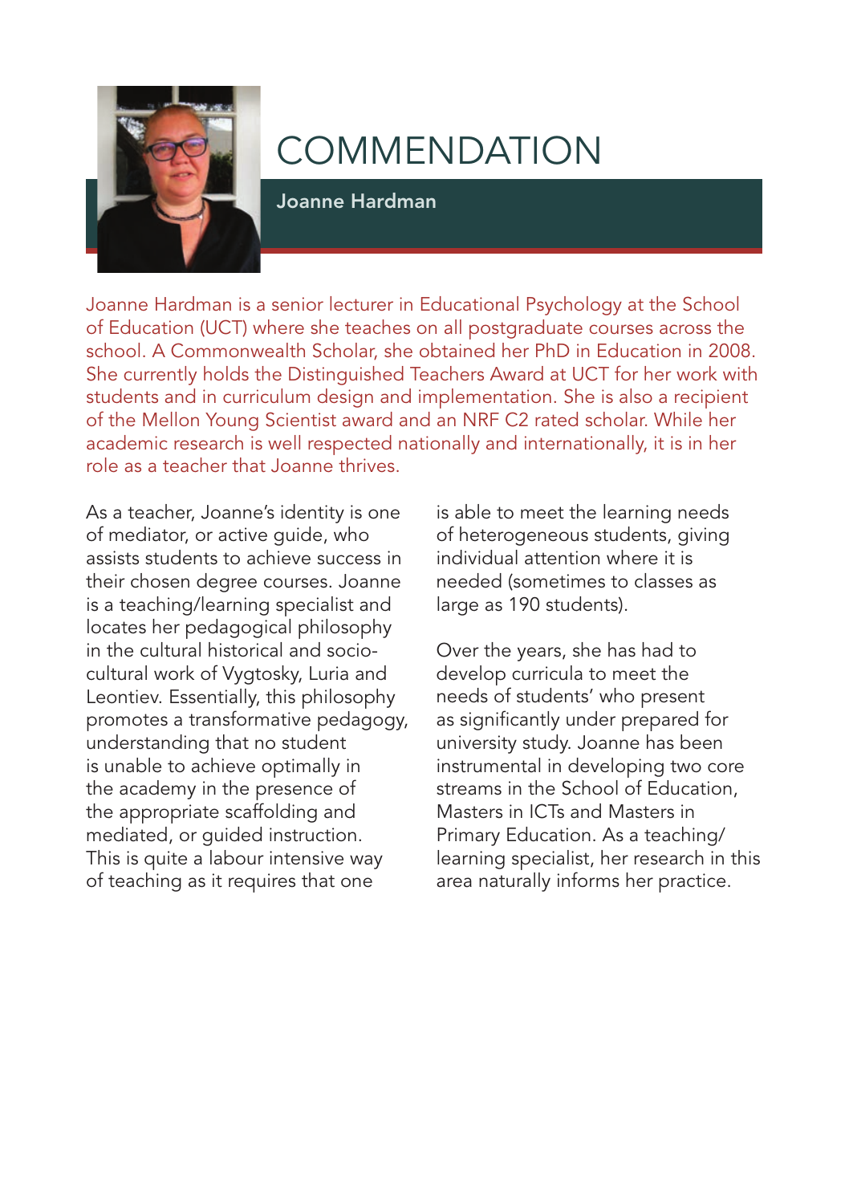# COMMENDATION

## Joanne Hardman

Joanne Hardman is a senior lecturer in Educational Psychology at the School of Education (UCT) where she teaches on all postgraduate courses across the school. A Commonwealth Scholar, she obtained her PhD in Education in 2008. She currently holds the Distinguished Teachers Award at UCT for her work with students and in curriculum design and implementation. She is also a recipient of the Mellon Young Scientist award and an NRF C2 rated scholar. While her academic research is well respected nationally and internationally, it is in her role as a teacher that Joanne thrives.

As a teacher, Joanne's identity is one of mediator, or active guide, who assists students to achieve success in their chosen degree courses. Joanne is a teaching/learning specialist and locates her pedagogical philosophy in the cultural historical and socio-cultural work of Vygtosky, Luria and Leontiev. Essentially, this philosophy promotes a transformative pedagogy, understanding that no student is unable to achieve optimally in the academy in the presence of the appropriate scaffolding and mediated, or guided instruction. This is quite a labour intensive way of teaching as it requires that one is able to meet the learning needs of heterogeneous students, giving individual attention where it is needed (sometimes to classes as large as 190 students).

Over the years, she has had to develop curricula to meet the needs of students' who present as significantly under prepared for university study. Joanne has been instrumental in developing two core streams in the School of Education, Masters in ICTs and Masters in Primary Education. As a teaching/learning specialist, her research in this area naturally informs her practice.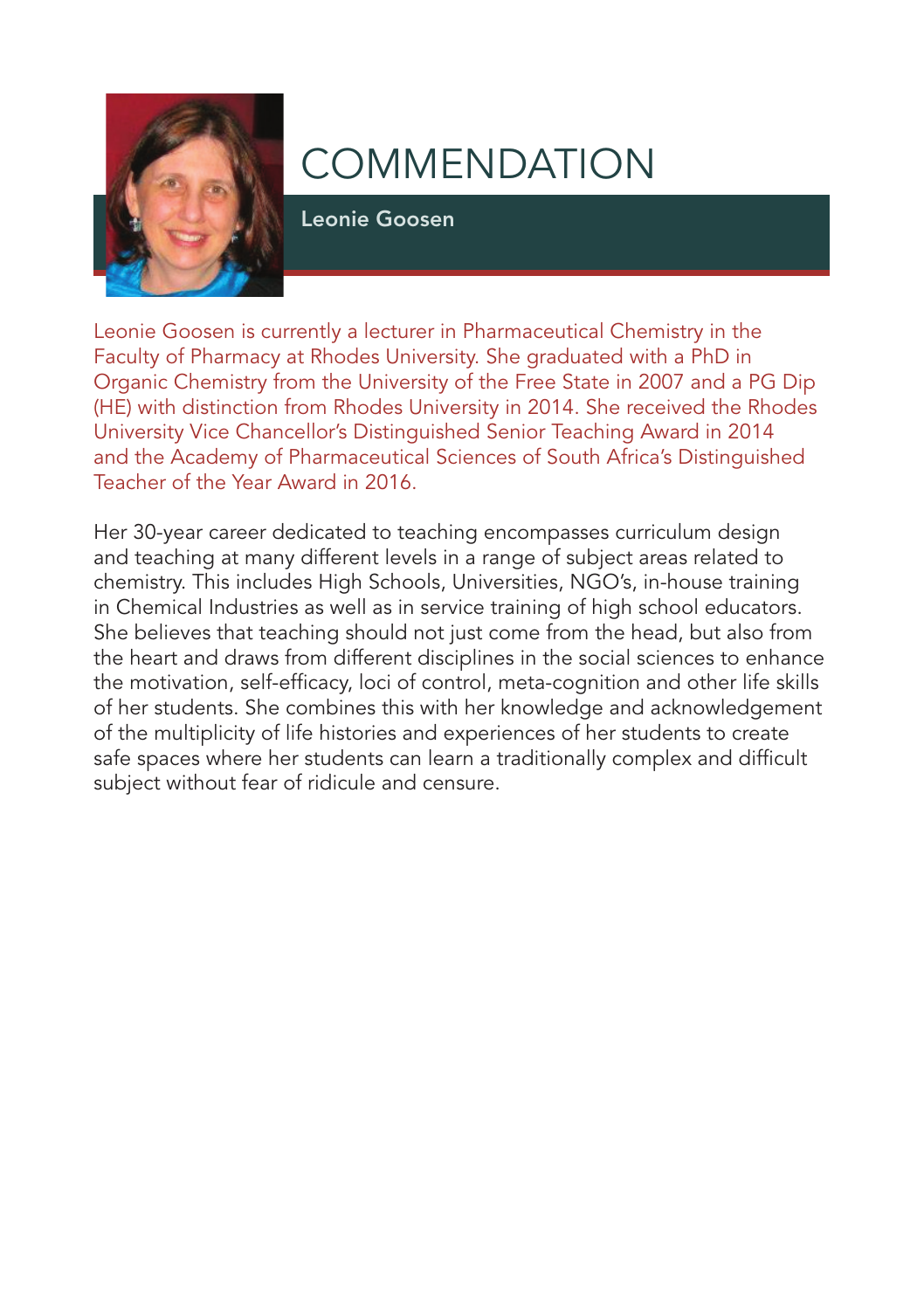# COMMENDATION

**Leonie Goosen**

Leonie Goosen is currently a lecturer in Pharmaceutical Chemistry in the Faculty of Pharmacy at Rhodes University. She graduated with a PhD in Organic Chemistry from the University of the Free State in 2007 and a PG Dip (HE) with distinction from Rhodes University in 2014. She received the Rhodes University Vice Chancellor's Distinguished Senior Teaching Award in 2014 and the Academy of Pharmaceutical Sciences of South Africa's Distinguished Teacher of the Year Award in 2016.

Her 30-year career dedicated to teaching encompasses curriculum design and teaching at many different levels in a range of subject areas related to chemistry. This includes High Schools, Universities, NGO's, in-house training in Chemical Industries as well as in service training of high school educators. She believes that teaching should not just come from the head, but also from the heart and draws from different disciplines in the social sciences to enhance the motivation, self-efficacy, loci of control, meta-cognition and other life skills of her students. She combines this with her knowledge and acknowledgement of the multiplicity of life histories and experiences of her students to create safe spaces where her students can learn a traditionally complex and difficult subject without fear of ridicule and censure.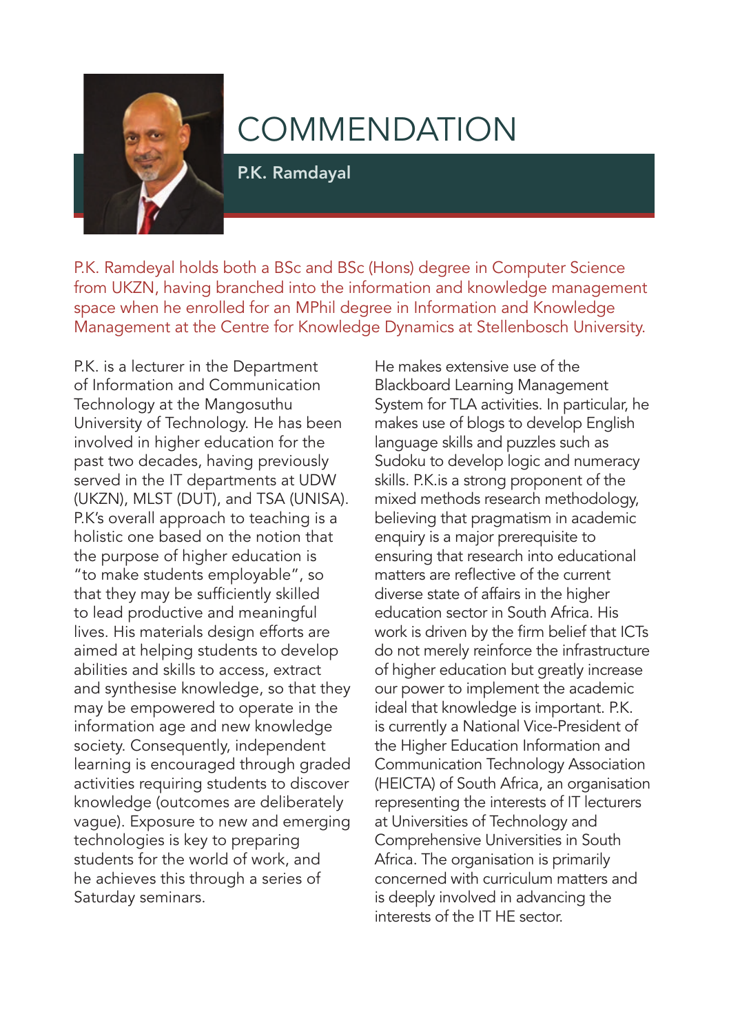# COMMENDATION

**P.K. Ramdayal**

P.K. Ramdeyal holds both a BSc and BSc (Hons) degree in Computer Science from UKZN, having branched into the information and knowledge management space when he enrolled for an MPhil degree in Information and Knowledge Management at the Centre for Knowledge Dynamics at Stellenbosch University.

P.K. is a lecturer in the Department of Information and Communication Technology at the Mangosuthu University of Technology. He has been involved in higher education for the past two decades, having previously served in the IT departments at UDW (UKZN), MLST (DUT), and TSA (UNISA). P.K's overall approach to teaching is a holistic one based on the notion that the purpose of higher education is "to make students employable", so that they may be sufficiently skilled to lead productive and meaningful lives. His materials design efforts are aimed at helping students to develop abilities and skills to access, extract and synthesise knowledge, so that they may be empowered to operate in the information age and new knowledge society. Consequently, independent learning is encouraged through graded activities requiring students to discover knowledge (outcomes are deliberately vague). Exposure to new and emerging technologies is key to preparing students for the world of work, and he achieves this through a series of Saturday seminars.

He makes extensive use of the Blackboard Learning Management System for TLA activities. In particular, he makes use of blogs to develop English language skills and puzzles such as Sudoku to develop logic and numeracy skills. P.K.is a strong proponent of the mixed methods research methodology, believing that pragmatism in academic enquiry is a major prerequisite to ensuring that research into educational matters are reflective of the current diverse state of affairs in the higher education sector in South Africa. His work is driven by the firm belief that ICTs do not merely reinforce the infrastructure of higher education but greatly increase our power to implement the academic ideal that knowledge is important. P.K. is currently a National Vice-President of the Higher Education Information and Communication Technology Association (HEICTA) of South Africa, an organisation representing the interests of IT lecturers at Universities of Technology and Comprehensive Universities in South Africa. The organisation is primarily concerned with curriculum matters and is deeply involved in advancing the interests of the IT HE sector.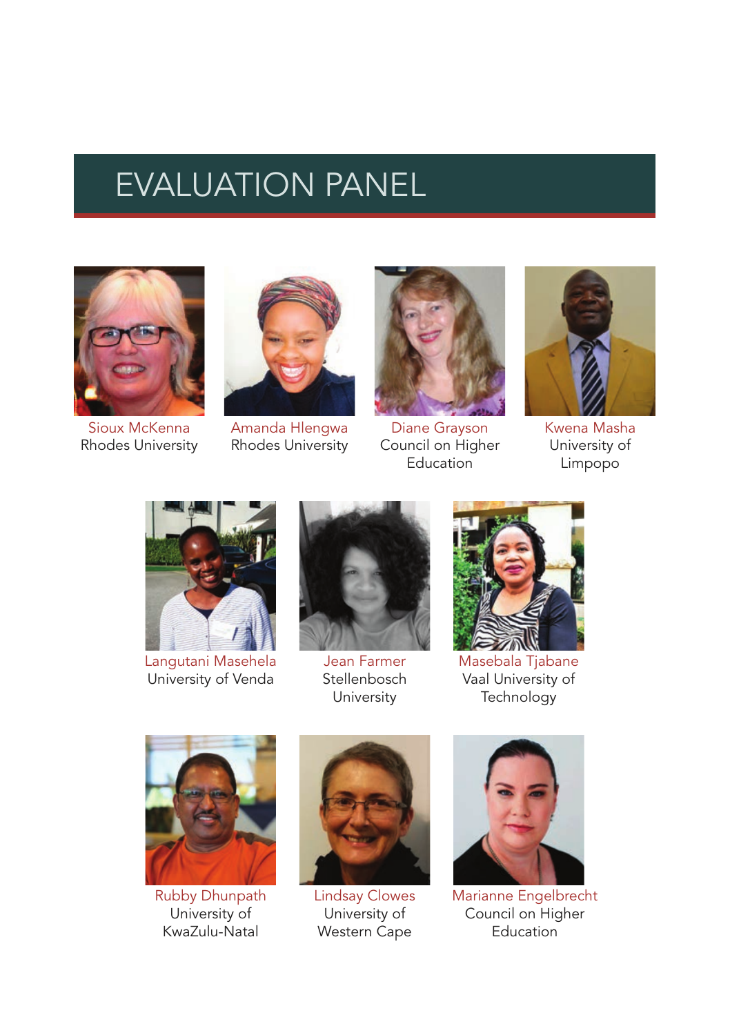# EVALUATION PANEL

Sioux McKenna
Rhodes University

Amanda Hlengwa
Rhodes University

Diane Grayson
Council on Higher Education

Kwena Masha
University of Limpopo

Langutani Masehela
University of Venda

Jean Farmer
Stellenbosch University

Masebala Tjabane
Vaal University of Technology

Rubby Dhunpath
University of KwaZulu-Natal

Lindsay Clowes
University of Western Cape

Marianne Engelbrecht
Council on Higher Education